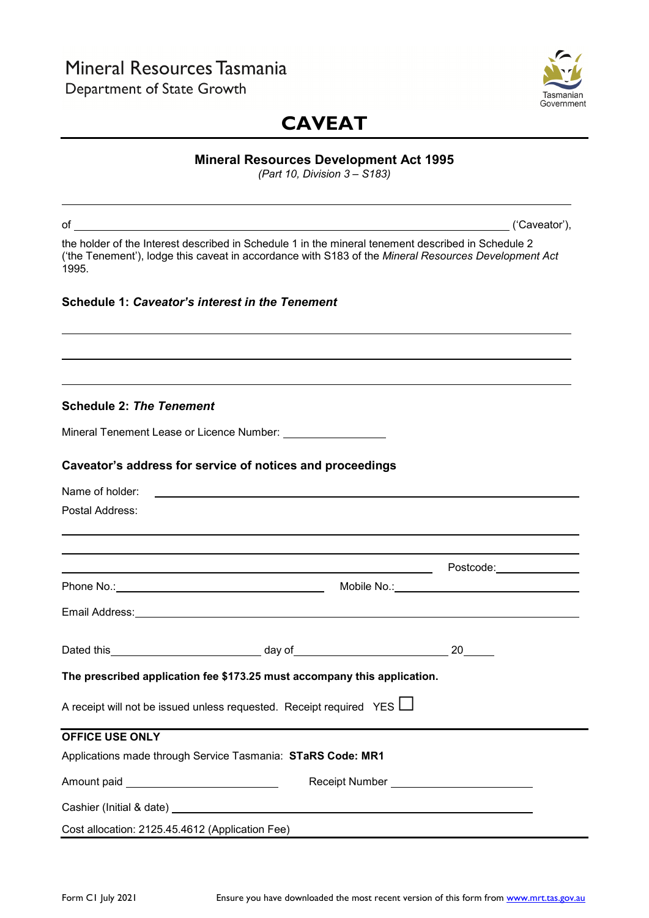Mineral Resources Tasmania
Department of State Growth

Tasmanian Government

# CAVEAT

**Mineral Resources Development Act 1995**
*(Part 10, Division 3 – S183)*

---

of _______________________________________________ ('Caveator'),

the holder of the Interest described in Schedule 1 in the mineral tenement described in Schedule 2 ('the Tenement'), lodge this caveat in accordance with S183 of the *Mineral Resources Development Act* 1995.

**Schedule 1:** ***Caveator's interest in the Tenement***

_______________________________________________

_______________________________________________

_______________________________________________

**Schedule 2:** ***The Tenement***

Mineral Tenement Lease or Licence Number: ________________

**Caveator's address for service of notices and proceedings**

Name of holder: _______________________________________________

Postal Address:

_______________________________________________

_______________________________________________

_______________________________________________ Postcode: ____________

Phone No.: ______________________ Mobile No.: ______________________

Email Address: _______________________________________________

Dated this ________________ day of ________________ 20____

**The prescribed application fee $173.25 must accompany this application.**

A receipt will not be issued unless requested. Receipt required YES ☐

---

**OFFICE USE ONLY**

Applications made through Service Tasmania: **STaRS Code: MR1**

Amount paid ________________ Receipt Number ________________

Cashier (Initial & date) _______________________________________________

Cost allocation: 2125.45.4612 (Application Fee)

---

Form C1 July 2021

Ensure you have downloaded the most recent version of this form from www.mrt.tas.gov.au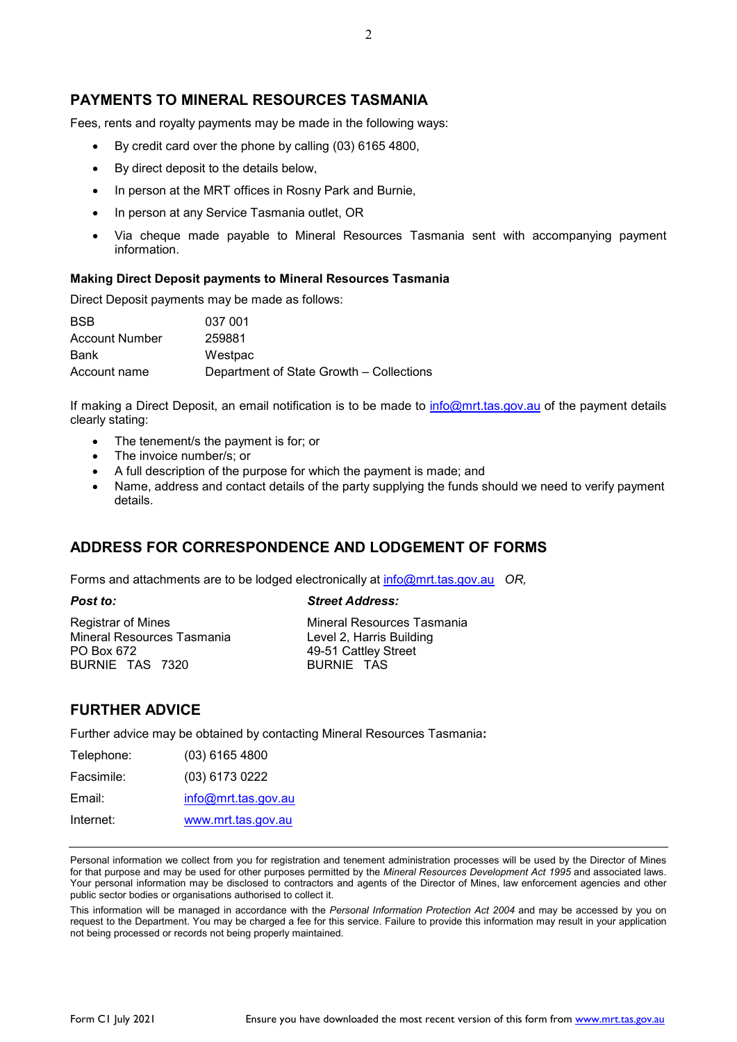## PAYMENTS TO MINERAL RESOURCES TASMANIA

Fees, rents and royalty payments may be made in the following ways:

- By credit card over the phone by calling (03) 6165 4800,
- By direct deposit to the details below,
- In person at the MRT offices in Rosny Park and Burnie,
- In person at any Service Tasmania outlet, OR
- Via cheque made payable to Mineral Resources Tasmania sent with accompanying payment information.

**Making Direct Deposit payments to Mineral Resources Tasmania**

Direct Deposit payments may be made as follows:

| | |
|---|---|
| BSB | 037 001 |
| Account Number | 259881 |
| Bank | Westpac |
| Account name | Department of State Growth – Collections |

If making a Direct Deposit, an email notification is to be made to info@mrt.tas.gov.au of the payment details clearly stating:

- The tenement/s the payment is for; or
- The invoice number/s; or
- A full description of the purpose for which the payment is made; and
- Name, address and contact details of the party supplying the funds should we need to verify payment details.

## ADDRESS FOR CORRESPONDENCE AND LODGEMENT OF FORMS

Forms and attachments are to be lodged electronically at info@mrt.tas.gov.au *OR,*

***Post to:***

Registrar of Mines
Mineral Resources Tasmania
PO Box 672
BURNIE TAS 7320

***Street Address:***

Mineral Resources Tasmania
Level 2, Harris Building
49-51 Cattley Street
BURNIE TAS

## FURTHER ADVICE

Further advice may be obtained by contacting Mineral Resources Tasmania**:**

| | |
|---|---|
| Telephone: | (03) 6165 4800 |
| Facsimile: | (03) 6173 0222 |
| Email: | info@mrt.tas.gov.au |
| Internet: | www.mrt.tas.gov.au |

Personal information we collect from you for registration and tenement administration processes will be used by the Director of Mines for that purpose and may be used for other purposes permitted by the *Mineral Resources Development Act 1995* and associated laws. Your personal information may be disclosed to contractors and agents of the Director of Mines, law enforcement agencies and other public sector bodies or organisations authorised to collect it.

This information will be managed in accordance with the *Personal Information Protection Act 2004* and may be accessed by you on request to the Department. You may be charged a fee for this service. Failure to provide this information may result in your application not being processed or records not being properly maintained.

Form C1 July 2021 Ensure you have downloaded the most recent version of this form from www.mrt.tas.gov.au